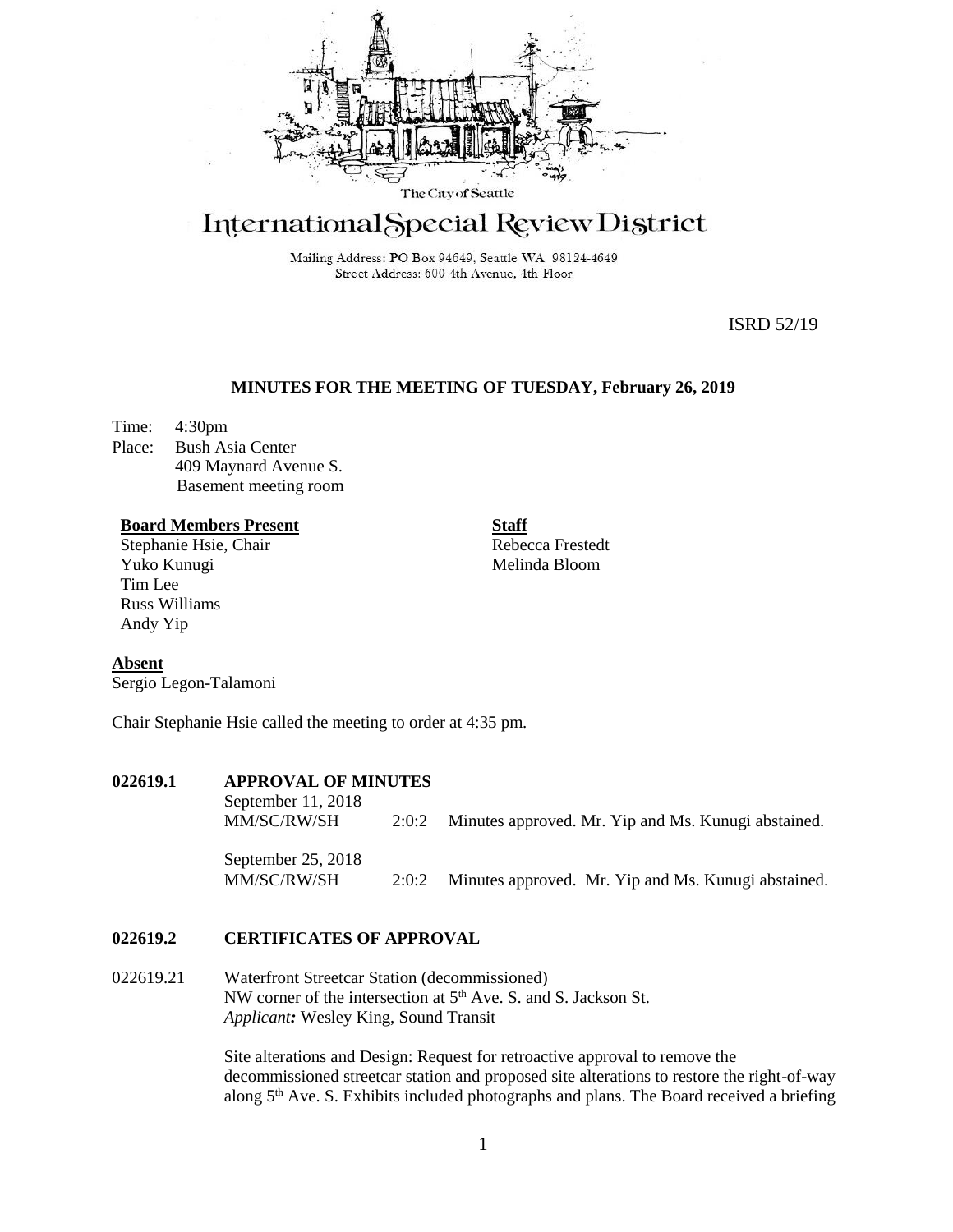The City of Seattle

# International Special Review District

Mailing Address: PO Box 94649, Seattle WA 98124-4649
Street Address: 600 4th Avenue, 4th Floor

ISRD 52/19

## MINUTES FOR THE MEETING OF TUESDAY, February 26, 2019

Time: 4:30pm
Place: Bush Asia Center
409 Maynard Avenue S.
Basement meeting room

**Board Members Present**
Stephanie Hsie, Chair
Yuko Kunugi
Tim Lee
Russ Williams
Andy Yip

**Staff**
Rebecca Frestedt
Melinda Bloom

**Absent**
Sergio Legon-Talamoni

Chair Stephanie Hsie called the meeting to order at 4:35 pm.

**022619.1 APPROVAL OF MINUTES**

September 11, 2018
MM/SC/RW/SH 2:0:2 Minutes approved. Mr. Yip and Ms. Kunugi abstained.

September 25, 2018
MM/SC/RW/SH 2:0:2 Minutes approved. Mr. Yip and Ms. Kunugi abstained.

**022619.2 CERTIFICATES OF APPROVAL**

022619.21 Waterfront Streetcar Station (decommissioned)
NW corner of the intersection at 5th Ave. S. and S. Jackson St.
*Applicant:* Wesley King, Sound Transit

Site alterations and Design: Request for retroactive approval to remove the decommissioned streetcar station and proposed site alterations to restore the right-of-way along 5th Ave. S. Exhibits included photographs and plans. The Board received a briefing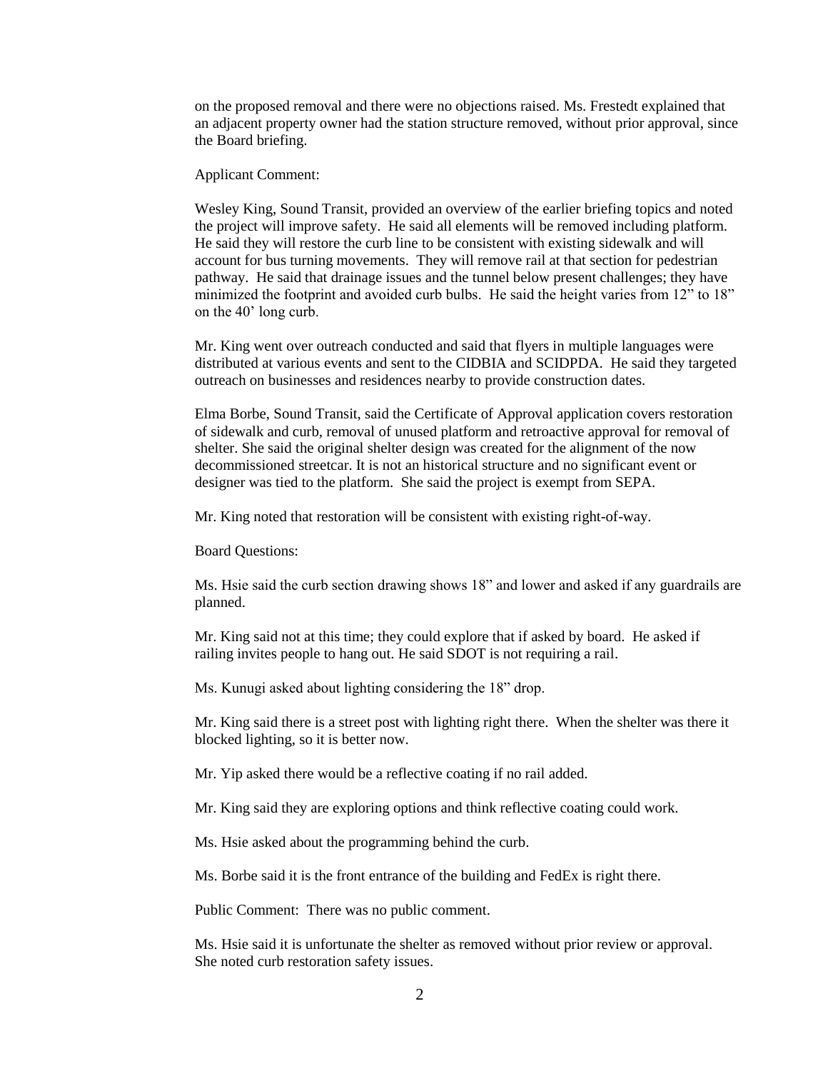on the proposed removal and there were no objections raised. Ms. Frestedt explained that an adjacent property owner had the station structure removed, without prior approval, since the Board briefing.

Applicant Comment:

Wesley King, Sound Transit, provided an overview of the earlier briefing topics and noted the project will improve safety. He said all elements will be removed including platform. He said they will restore the curb line to be consistent with existing sidewalk and will account for bus turning movements. They will remove rail at that section for pedestrian pathway. He said that drainage issues and the tunnel below present challenges; they have minimized the footprint and avoided curb bulbs. He said the height varies from 12" to 18" on the 40' long curb.

Mr. King went over outreach conducted and said that flyers in multiple languages were distributed at various events and sent to the CIDBIA and SCIDPDA. He said they targeted outreach on businesses and residences nearby to provide construction dates.

Elma Borbe, Sound Transit, said the Certificate of Approval application covers restoration of sidewalk and curb, removal of unused platform and retroactive approval for removal of shelter. She said the original shelter design was created for the alignment of the now decommissioned streetcar. It is not an historical structure and no significant event or designer was tied to the platform. She said the project is exempt from SEPA.

Mr. King noted that restoration will be consistent with existing right-of-way.

Board Questions:

Ms. Hsie said the curb section drawing shows 18" and lower and asked if any guardrails are planned.

Mr. King said not at this time; they could explore that if asked by board. He asked if railing invites people to hang out. He said SDOT is not requiring a rail.

Ms. Kunugi asked about lighting considering the 18" drop.

Mr. King said there is a street post with lighting right there. When the shelter was there it blocked lighting, so it is better now.

Mr. Yip asked there would be a reflective coating if no rail added.

Mr. King said they are exploring options and think reflective coating could work.

Ms. Hsie asked about the programming behind the curb.

Ms. Borbe said it is the front entrance of the building and FedEx is right there.

Public Comment: There was no public comment.

Ms. Hsie said it is unfortunate the shelter as removed without prior review or approval. She noted curb restoration safety issues.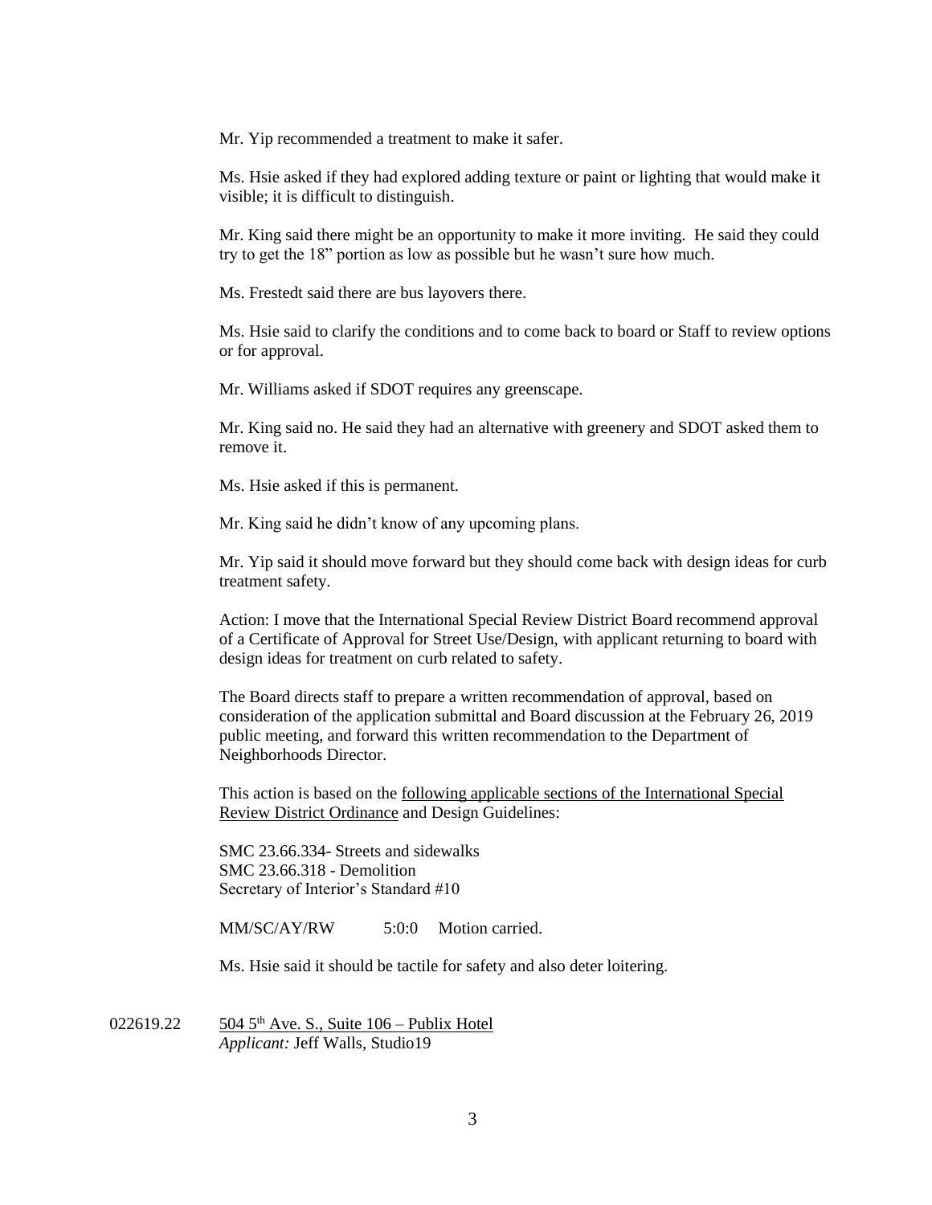Mr. Yip recommended a treatment to make it safer.

Ms. Hsie asked if they had explored adding texture or paint or lighting that would make it visible; it is difficult to distinguish.

Mr. King said there might be an opportunity to make it more inviting. He said they could try to get the 18" portion as low as possible but he wasn't sure how much.

Ms. Frestedt said there are bus layovers there.

Ms. Hsie said to clarify the conditions and to come back to board or Staff to review options or for approval.

Mr. Williams asked if SDOT requires any greenscape.

Mr. King said no. He said they had an alternative with greenery and SDOT asked them to remove it.

Ms. Hsie asked if this is permanent.

Mr. King said he didn't know of any upcoming plans.

Mr. Yip said it should move forward but they should come back with design ideas for curb treatment safety.

Action: I move that the International Special Review District Board recommend approval of a Certificate of Approval for Street Use/Design, with applicant returning to board with design ideas for treatment on curb related to safety.

The Board directs staff to prepare a written recommendation of approval, based on consideration of the application submittal and Board discussion at the February 26, 2019 public meeting, and forward this written recommendation to the Department of Neighborhoods Director.

This action is based on the following applicable sections of the International Special Review District Ordinance and Design Guidelines:

SMC 23.66.334- Streets and sidewalks
SMC 23.66.318 - Demolition
Secretary of Interior's Standard #10

MM/SC/AY/RW 5:0:0 Motion carried.

Ms. Hsie said it should be tactile for safety and also deter loitering.

022619.22 504 5th Ave. S., Suite 106 – Publix Hotel
*Applicant:* Jeff Walls, Studio19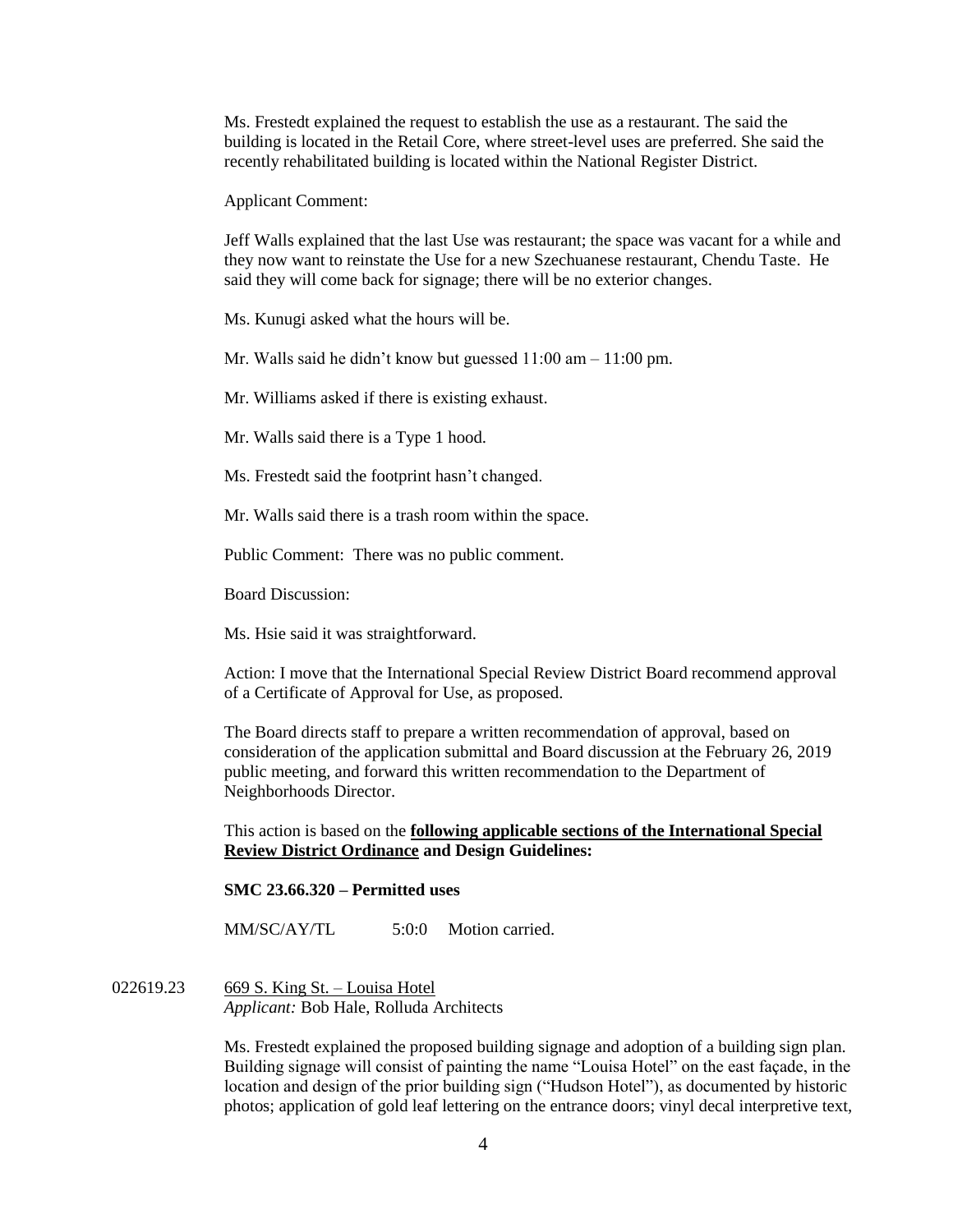Ms. Frestedt explained the request to establish the use as a restaurant. The said the building is located in the Retail Core, where street-level uses are preferred. She said the recently rehabilitated building is located within the National Register District.

Applicant Comment:

Jeff Walls explained that the last Use was restaurant; the space was vacant for a while and they now want to reinstate the Use for a new Szechuanese restaurant, Chendu Taste. He said they will come back for signage; there will be no exterior changes.

Ms. Kunugi asked what the hours will be.

Mr. Walls said he didn't know but guessed 11:00 am – 11:00 pm.

Mr. Williams asked if there is existing exhaust.

Mr. Walls said there is a Type 1 hood.

Ms. Frestedt said the footprint hasn't changed.

Mr. Walls said there is a trash room within the space.

Public Comment: There was no public comment.

Board Discussion:

Ms. Hsie said it was straightforward.

Action: I move that the International Special Review District Board recommend approval of a Certificate of Approval for Use, as proposed.

The Board directs staff to prepare a written recommendation of approval, based on consideration of the application submittal and Board discussion at the February 26, 2019 public meeting, and forward this written recommendation to the Department of Neighborhoods Director.

This action is based on the **following applicable sections of the International Special Review District Ordinance and Design Guidelines:**

**SMC 23.66.320 – Permitted uses**

MM/SC/AY/TL 5:0:0 Motion carried.

022619.23 669 S. King St. – Louisa Hotel
*Applicant:* Bob Hale, Rolluda Architects

Ms. Frestedt explained the proposed building signage and adoption of a building sign plan. Building signage will consist of painting the name "Louisa Hotel" on the east façade, in the location and design of the prior building sign ("Hudson Hotel"), as documented by historic photos; application of gold leaf lettering on the entrance doors; vinyl decal interpretive text,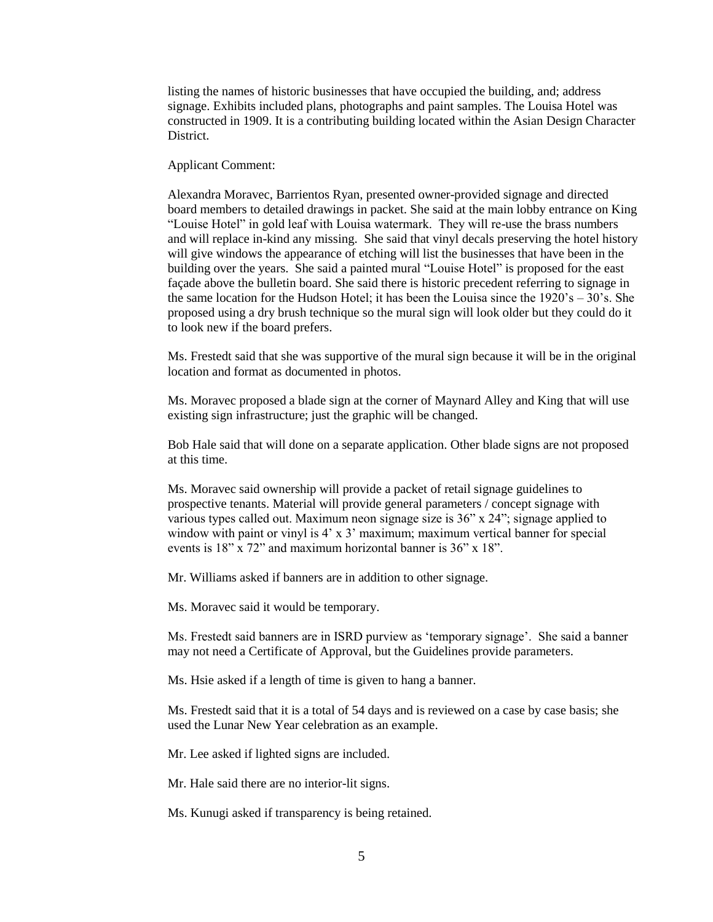listing the names of historic businesses that have occupied the building, and; address signage. Exhibits included plans, photographs and paint samples. The Louisa Hotel was constructed in 1909. It is a contributing building located within the Asian Design Character District.

Applicant Comment:

Alexandra Moravec, Barrientos Ryan, presented owner-provided signage and directed board members to detailed drawings in packet. She said at the main lobby entrance on King "Louise Hotel" in gold leaf with Louisa watermark. They will re-use the brass numbers and will replace in-kind any missing. She said that vinyl decals preserving the hotel history will give windows the appearance of etching will list the businesses that have been in the building over the years. She said a painted mural "Louise Hotel" is proposed for the east façade above the bulletin board. She said there is historic precedent referring to signage in the same location for the Hudson Hotel; it has been the Louisa since the 1920's – 30's. She proposed using a dry brush technique so the mural sign will look older but they could do it to look new if the board prefers.

Ms. Frestedt said that she was supportive of the mural sign because it will be in the original location and format as documented in photos.

Ms. Moravec proposed a blade sign at the corner of Maynard Alley and King that will use existing sign infrastructure; just the graphic will be changed.

Bob Hale said that will done on a separate application. Other blade signs are not proposed at this time.

Ms. Moravec said ownership will provide a packet of retail signage guidelines to prospective tenants. Material will provide general parameters / concept signage with various types called out. Maximum neon signage size is 36" x 24"; signage applied to window with paint or vinyl is 4' x 3' maximum; maximum vertical banner for special events is 18" x 72" and maximum horizontal banner is 36" x 18".

Mr. Williams asked if banners are in addition to other signage.

Ms. Moravec said it would be temporary.

Ms. Frestedt said banners are in ISRD purview as 'temporary signage'. She said a banner may not need a Certificate of Approval, but the Guidelines provide parameters.

Ms. Hsie asked if a length of time is given to hang a banner.

Ms. Frestedt said that it is a total of 54 days and is reviewed on a case by case basis; she used the Lunar New Year celebration as an example.

Mr. Lee asked if lighted signs are included.

Mr. Hale said there are no interior-lit signs.

Ms. Kunugi asked if transparency is being retained.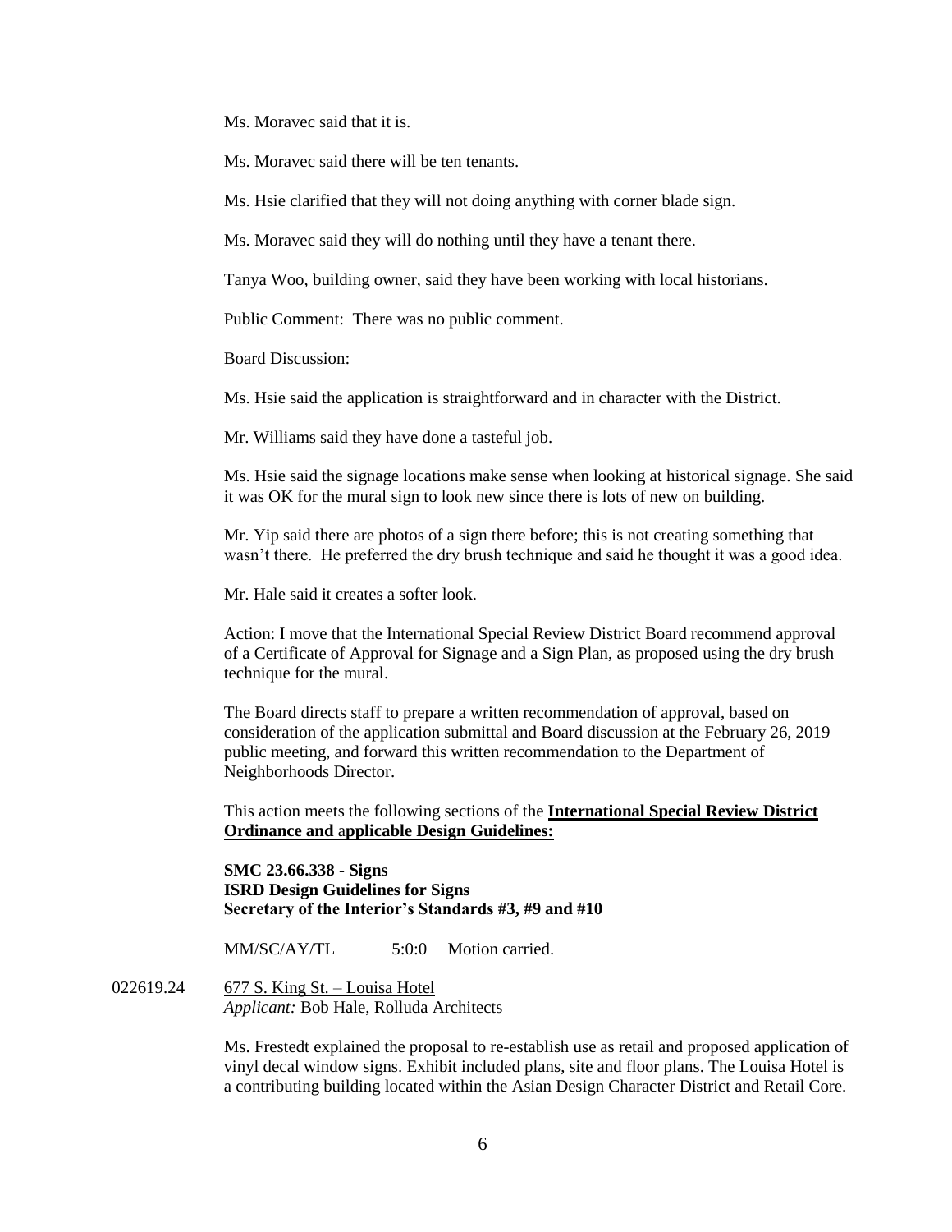Ms. Moravec said that it is.

Ms. Moravec said there will be ten tenants.

Ms. Hsie clarified that they will not doing anything with corner blade sign.

Ms. Moravec said they will do nothing until they have a tenant there.

Tanya Woo, building owner, said they have been working with local historians.

Public Comment: There was no public comment.

Board Discussion:

Ms. Hsie said the application is straightforward and in character with the District.

Mr. Williams said they have done a tasteful job.

Ms. Hsie said the signage locations make sense when looking at historical signage. She said it was OK for the mural sign to look new since there is lots of new on building.

Mr. Yip said there are photos of a sign there before; this is not creating something that wasn't there. He preferred the dry brush technique and said he thought it was a good idea.

Mr. Hale said it creates a softer look.

Action: I move that the International Special Review District Board recommend approval of a Certificate of Approval for Signage and a Sign Plan, as proposed using the dry brush technique for the mural.

The Board directs staff to prepare a written recommendation of approval, based on consideration of the application submittal and Board discussion at the February 26, 2019 public meeting, and forward this written recommendation to the Department of Neighborhoods Director.

This action meets the following sections of the **International Special Review District Ordinance and applicable Design Guidelines:**

**SMC 23.66.338 - Signs**
**ISRD Design Guidelines for Signs**
**Secretary of the Interior's Standards #3, #9 and #10**

MM/SC/AY/TL 5:0:0 Motion carried.

022619.24 677 S. King St. – Louisa Hotel
*Applicant:* Bob Hale, Rolluda Architects

Ms. Frestedt explained the proposal to re-establish use as retail and proposed application of vinyl decal window signs. Exhibit included plans, site and floor plans. The Louisa Hotel is a contributing building located within the Asian Design Character District and Retail Core.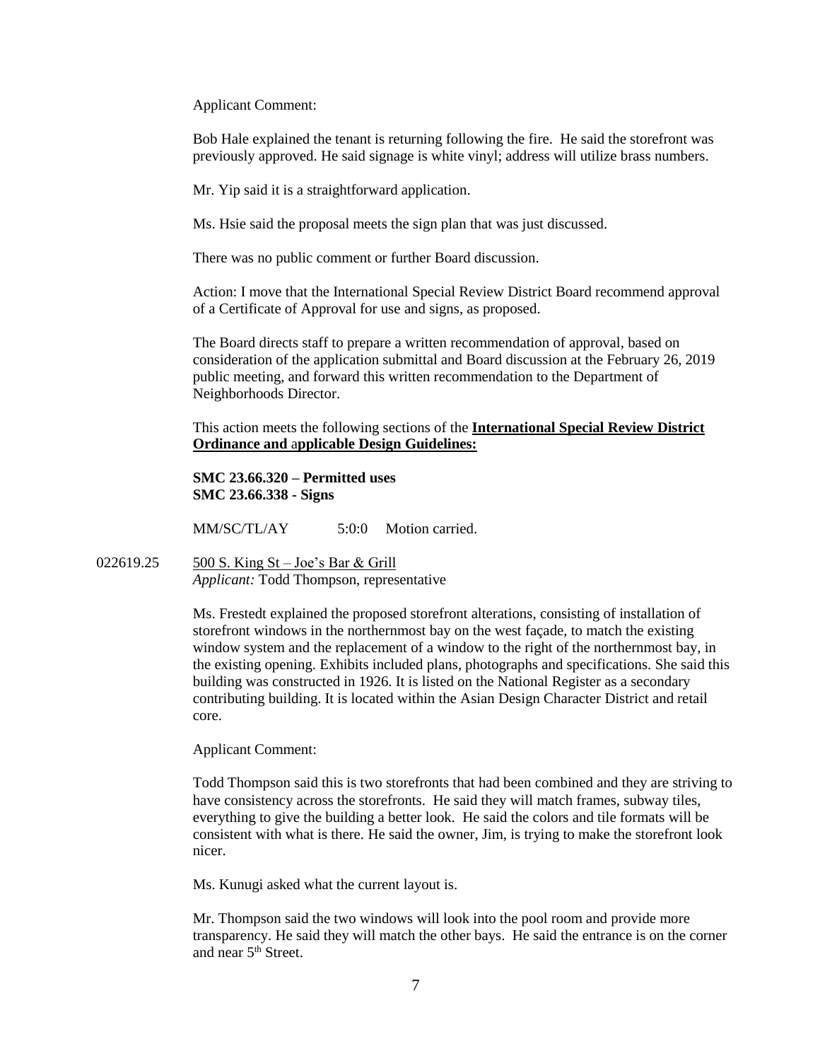Applicant Comment:

Bob Hale explained the tenant is returning following the fire. He said the storefront was previously approved. He said signage is white vinyl; address will utilize brass numbers.

Mr. Yip said it is a straightforward application.

Ms. Hsie said the proposal meets the sign plan that was just discussed.

There was no public comment or further Board discussion.

Action: I move that the International Special Review District Board recommend approval of a Certificate of Approval for use and signs, as proposed.

The Board directs staff to prepare a written recommendation of approval, based on consideration of the application submittal and Board discussion at the February 26, 2019 public meeting, and forward this written recommendation to the Department of Neighborhoods Director.

This action meets the following sections of the **International Special Review District Ordinance and applicable Design Guidelines:**

**SMC 23.66.320 – Permitted uses**
**SMC 23.66.338 - Signs**

MM/SC/TL/AY 5:0:0 Motion carried.

022619.25 500 S. King St – Joe's Bar & Grill
*Applicant:* Todd Thompson, representative

Ms. Frestedt explained the proposed storefront alterations, consisting of installation of storefront windows in the northernmost bay on the west façade, to match the existing window system and the replacement of a window to the right of the northernmost bay, in the existing opening. Exhibits included plans, photographs and specifications. She said this building was constructed in 1926. It is listed on the National Register as a secondary contributing building. It is located within the Asian Design Character District and retail core.

Applicant Comment:

Todd Thompson said this is two storefronts that had been combined and they are striving to have consistency across the storefronts. He said they will match frames, subway tiles, everything to give the building a better look. He said the colors and tile formats will be consistent with what is there. He said the owner, Jim, is trying to make the storefront look nicer.

Ms. Kunugi asked what the current layout is.

Mr. Thompson said the two windows will look into the pool room and provide more transparency. He said they will match the other bays. He said the entrance is on the corner and near 5th Street.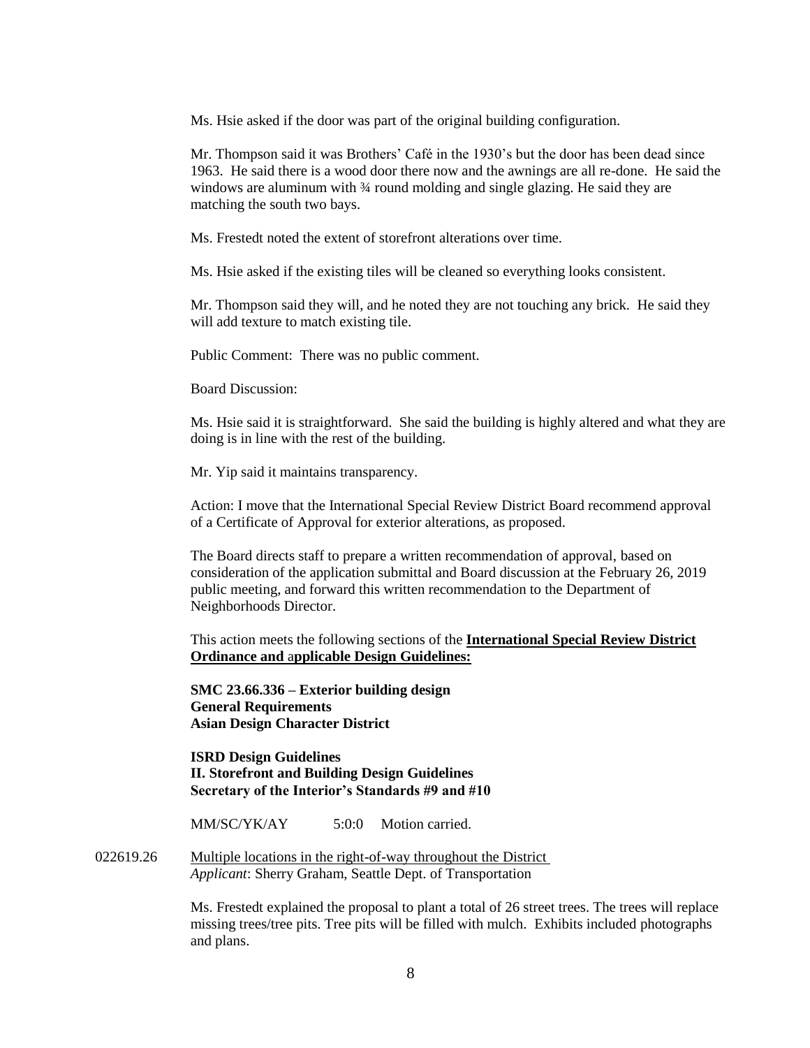Ms. Hsie asked if the door was part of the original building configuration.

Mr. Thompson said it was Brothers' Café in the 1930's but the door has been dead since 1963. He said there is a wood door there now and the awnings are all re-done. He said the windows are aluminum with ¾ round molding and single glazing. He said they are matching the south two bays.

Ms. Frestedt noted the extent of storefront alterations over time.

Ms. Hsie asked if the existing tiles will be cleaned so everything looks consistent.

Mr. Thompson said they will, and he noted they are not touching any brick. He said they will add texture to match existing tile.

Public Comment: There was no public comment.

Board Discussion:

Ms. Hsie said it is straightforward. She said the building is highly altered and what they are doing is in line with the rest of the building.

Mr. Yip said it maintains transparency.

Action: I move that the International Special Review District Board recommend approval of a Certificate of Approval for exterior alterations, as proposed.

The Board directs staff to prepare a written recommendation of approval, based on consideration of the application submittal and Board discussion at the February 26, 2019 public meeting, and forward this written recommendation to the Department of Neighborhoods Director.

This action meets the following sections of the **International Special Review District Ordinance and applicable Design Guidelines:**

**SMC 23.66.336 – Exterior building design**
**General Requirements**
**Asian Design Character District**

**ISRD Design Guidelines**
**II. Storefront and Building Design Guidelines**
**Secretary of the Interior's Standards #9 and #10**

MM/SC/YK/AY 5:0:0 Motion carried.

022619.26 Multiple locations in the right-of-way throughout the District
*Applicant*: Sherry Graham, Seattle Dept. of Transportation

Ms. Frestedt explained the proposal to plant a total of 26 street trees. The trees will replace missing trees/tree pits. Tree pits will be filled with mulch. Exhibits included photographs and plans.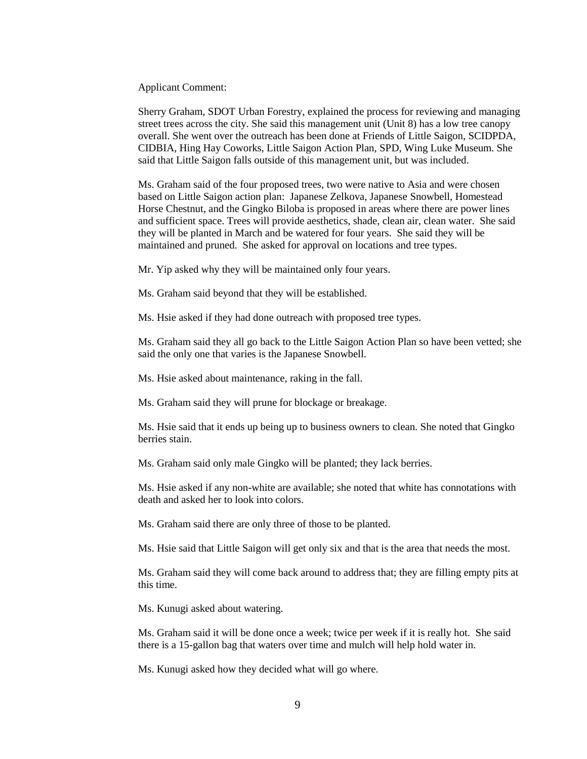Applicant Comment:

Sherry Graham, SDOT Urban Forestry, explained the process for reviewing and managing street trees across the city. She said this management unit (Unit 8) has a low tree canopy overall. She went over the outreach has been done at Friends of Little Saigon, SCIDPDA, CIDBIA, Hing Hay Coworks, Little Saigon Action Plan, SPD, Wing Luke Museum. She said that Little Saigon falls outside of this management unit, but was included.

Ms. Graham said of the four proposed trees, two were native to Asia and were chosen based on Little Saigon action plan: Japanese Zelkova, Japanese Snowbell, Homestead Horse Chestnut, and the Gingko Biloba is proposed in areas where there are power lines and sufficient space. Trees will provide aesthetics, shade, clean air, clean water. She said they will be planted in March and be watered for four years. She said they will be maintained and pruned. She asked for approval on locations and tree types.

Mr. Yip asked why they will be maintained only four years.

Ms. Graham said beyond that they will be established.

Ms. Hsie asked if they had done outreach with proposed tree types.

Ms. Graham said they all go back to the Little Saigon Action Plan so have been vetted; she said the only one that varies is the Japanese Snowbell.

Ms. Hsie asked about maintenance, raking in the fall.

Ms. Graham said they will prune for blockage or breakage.

Ms. Hsie said that it ends up being up to business owners to clean. She noted that Gingko berries stain.

Ms. Graham said only male Gingko will be planted; they lack berries.

Ms. Hsie asked if any non-white are available; she noted that white has connotations with death and asked her to look into colors.

Ms. Graham said there are only three of those to be planted.

Ms. Hsie said that Little Saigon will get only six and that is the area that needs the most.

Ms. Graham said they will come back around to address that; they are filling empty pits at this time.

Ms. Kunugi asked about watering.

Ms. Graham said it will be done once a week; twice per week if it is really hot. She said there is a 15-gallon bag that waters over time and mulch will help hold water in.

Ms. Kunugi asked how they decided what will go where.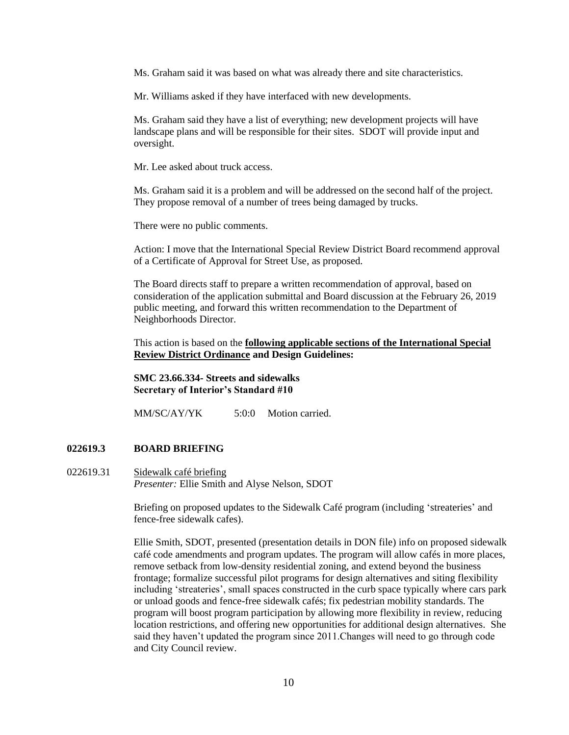Ms. Graham said it was based on what was already there and site characteristics.

Mr. Williams asked if they have interfaced with new developments.

Ms. Graham said they have a list of everything; new development projects will have landscape plans and will be responsible for their sites. SDOT will provide input and oversight.

Mr. Lee asked about truck access.

Ms. Graham said it is a problem and will be addressed on the second half of the project. They propose removal of a number of trees being damaged by trucks.

There were no public comments.

Action: I move that the International Special Review District Board recommend approval of a Certificate of Approval for Street Use, as proposed.

The Board directs staff to prepare a written recommendation of approval, based on consideration of the application submittal and Board discussion at the February 26, 2019 public meeting, and forward this written recommendation to the Department of Neighborhoods Director.

This action is based on the **<u>following applicable sections of the International Special Review District Ordinance</u> and Design Guidelines:**

**SMC 23.66.334- Streets and sidewalks**
**Secretary of Interior's Standard #10**

MM/SC/AY/YK 5:0:0 Motion carried.

**022619.3 BOARD BRIEFING**

022619.31 <u>Sidewalk café briefing</u>
*Presenter:* Ellie Smith and Alyse Nelson, SDOT

Briefing on proposed updates to the Sidewalk Café program (including 'streateries' and fence-free sidewalk cafes).

Ellie Smith, SDOT, presented (presentation details in DON file) info on proposed sidewalk café code amendments and program updates. The program will allow cafés in more places, remove setback from low-density residential zoning, and extend beyond the business frontage; formalize successful pilot programs for design alternatives and siting flexibility including 'streateries', small spaces constructed in the curb space typically where cars park or unload goods and fence-free sidewalk cafés; fix pedestrian mobility standards. The program will boost program participation by allowing more flexibility in review, reducing location restrictions, and offering new opportunities for additional design alternatives. She said they haven't updated the program since 2011.Changes will need to go through code and City Council review.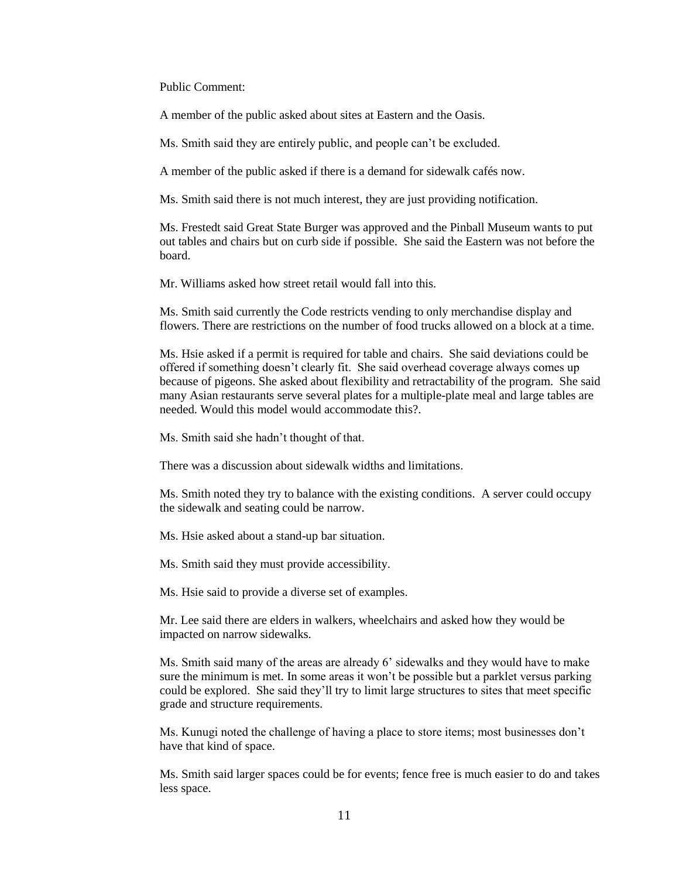Public Comment:

A member of the public asked about sites at Eastern and the Oasis.

Ms. Smith said they are entirely public, and people can't be excluded.

A member of the public asked if there is a demand for sidewalk cafés now.

Ms. Smith said there is not much interest, they are just providing notification.

Ms. Frestedt said Great State Burger was approved and the Pinball Museum wants to put out tables and chairs but on curb side if possible. She said the Eastern was not before the board.

Mr. Williams asked how street retail would fall into this.

Ms. Smith said currently the Code restricts vending to only merchandise display and flowers. There are restrictions on the number of food trucks allowed on a block at a time.

Ms. Hsie asked if a permit is required for table and chairs. She said deviations could be offered if something doesn't clearly fit. She said overhead coverage always comes up because of pigeons. She asked about flexibility and retractability of the program. She said many Asian restaurants serve several plates for a multiple-plate meal and large tables are needed. Would this model would accommodate this?.

Ms. Smith said she hadn't thought of that.

There was a discussion about sidewalk widths and limitations.

Ms. Smith noted they try to balance with the existing conditions. A server could occupy the sidewalk and seating could be narrow.

Ms. Hsie asked about a stand-up bar situation.

Ms. Smith said they must provide accessibility.

Ms. Hsie said to provide a diverse set of examples.

Mr. Lee said there are elders in walkers, wheelchairs and asked how they would be impacted on narrow sidewalks.

Ms. Smith said many of the areas are already 6' sidewalks and they would have to make sure the minimum is met. In some areas it won't be possible but a parklet versus parking could be explored. She said they'll try to limit large structures to sites that meet specific grade and structure requirements.

Ms. Kunugi noted the challenge of having a place to store items; most businesses don't have that kind of space.

Ms. Smith said larger spaces could be for events; fence free is much easier to do and takes less space.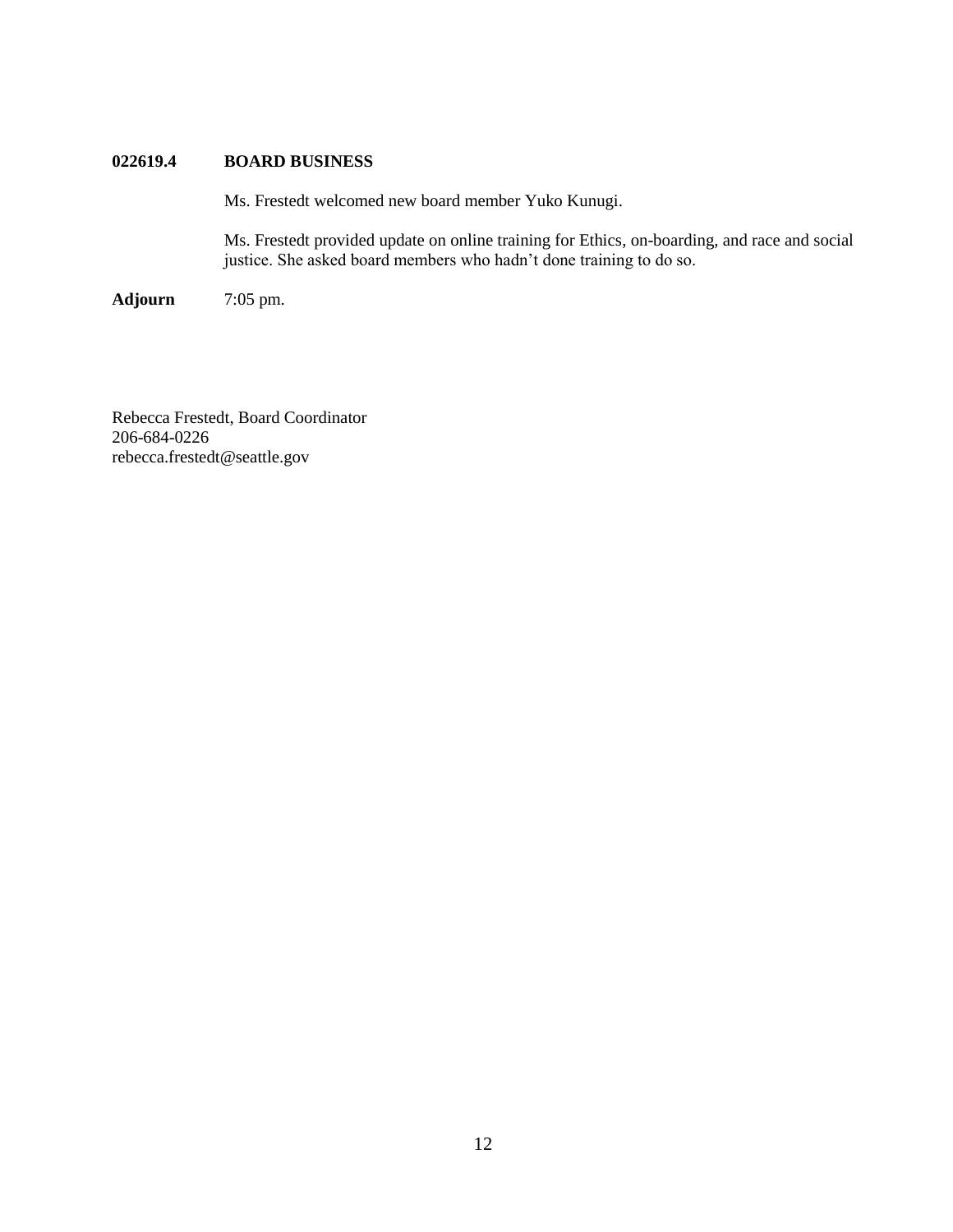**022619.4 BOARD BUSINESS**

Ms. Frestedt welcomed new board member Yuko Kunugi.

Ms. Frestedt provided update on online training for Ethics, on-boarding, and race and social justice. She asked board members who hadn't done training to do so.

**Adjourn** 7:05 pm.

Rebecca Frestedt, Board Coordinator
206-684-0226
rebecca.frestedt@seattle.gov